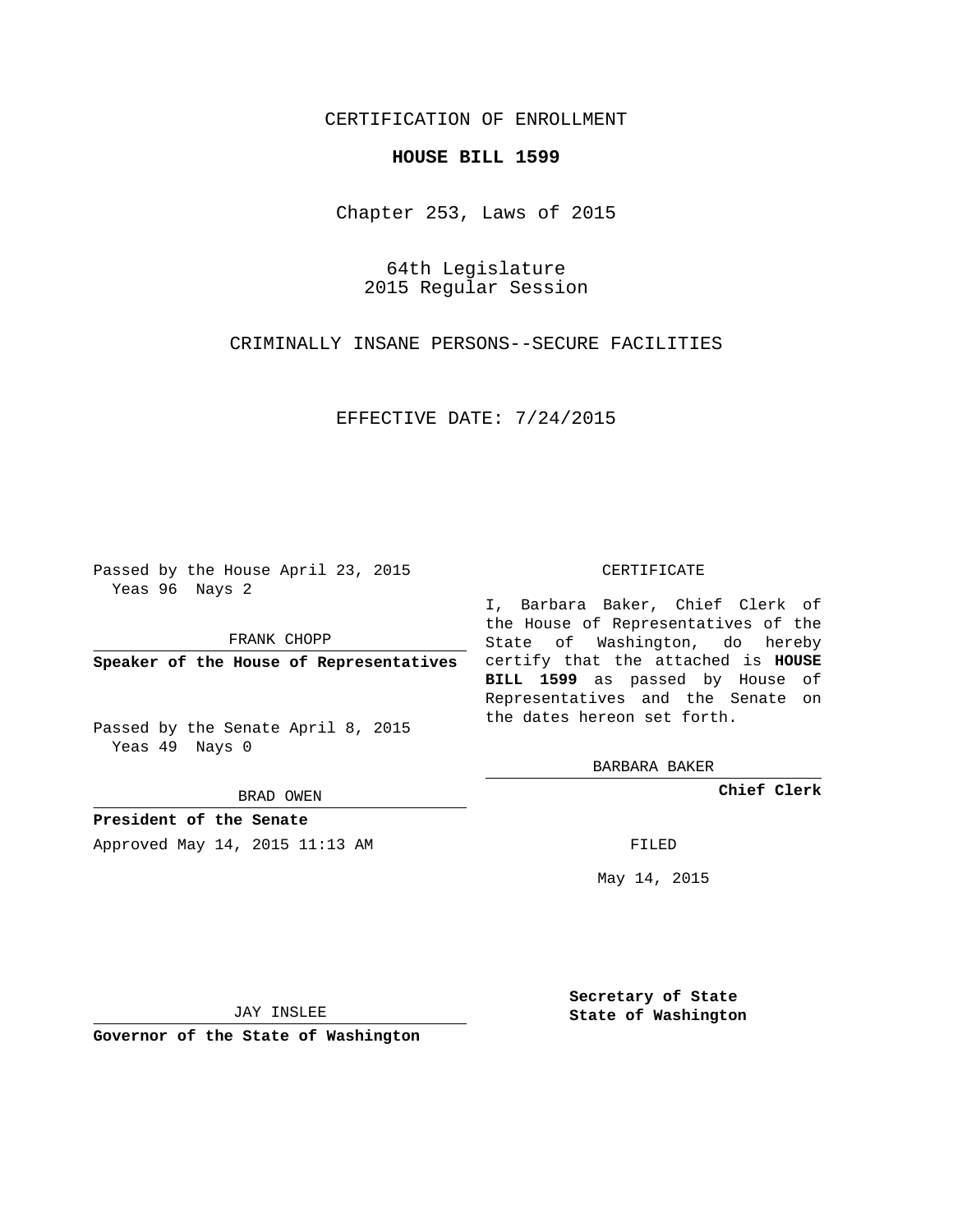CERTIFICATION OF ENROLLMENT

**HOUSE BILL 1599**

Chapter 253, Laws of 2015

64th Legislature
2015 Regular Session

CRIMINALLY INSANE PERSONS--SECURE FACILITIES

EFFECTIVE DATE: 7/24/2015

Passed by the House April 23, 2015
Yeas 96 Nays 2

FRANK CHOPP

**Speaker of the House of Representatives**

Passed by the Senate April 8, 2015
Yeas 49 Nays 0

BRAD OWEN

**President of the Senate**

Approved May 14, 2015 11:13 AM

JAY INSLEE

**Governor of the State of Washington**

CERTIFICATE

I, Barbara Baker, Chief Clerk of the House of Representatives of the State of Washington, do hereby certify that the attached is **HOUSE BILL 1599** as passed by House of Representatives and the Senate on the dates hereon set forth.

BARBARA BAKER

**Chief Clerk**

FILED

May 14, 2015

**Secretary of State**
**State of Washington**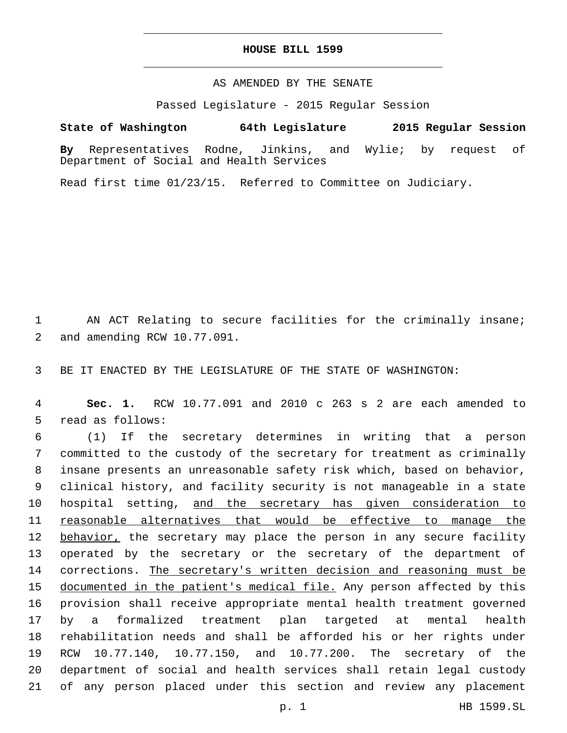# HOUSE BILL 1599

AS AMENDED BY THE SENATE

Passed Legislature - 2015 Regular Session

**State of Washington 64th Legislature 2015 Regular Session**

**By** Representatives Rodne, Jinkins, and Wylie; by request of Department of Social and Health Services

Read first time 01/23/15. Referred to Committee on Judiciary.

AN ACT Relating to secure facilities for the criminally insane; and amending RCW 10.77.091.

BE IT ENACTED BY THE LEGISLATURE OF THE STATE OF WASHINGTON:

**Sec. 1.** RCW 10.77.091 and 2010 c 263 s 2 are each amended to read as follows:

(1) If the secretary determines in writing that a person committed to the custody of the secretary for treatment as criminally insane presents an unreasonable safety risk which, based on behavior, clinical history, and facility security is not manageable in a state hospital setting, <u>and the secretary has given consideration to reasonable alternatives that would be effective to manage the behavior,</u> the secretary may place the person in any secure facility operated by the secretary or the secretary of the department of corrections. <u>The secretary's written decision and reasoning must be documented in the patient's medical file.</u> Any person affected by this provision shall receive appropriate mental health treatment governed by a formalized treatment plan targeted at mental health rehabilitation needs and shall be afforded his or her rights under RCW 10.77.140, 10.77.150, and 10.77.200. The secretary of the department of social and health services shall retain legal custody of any person placed under this section and review any placement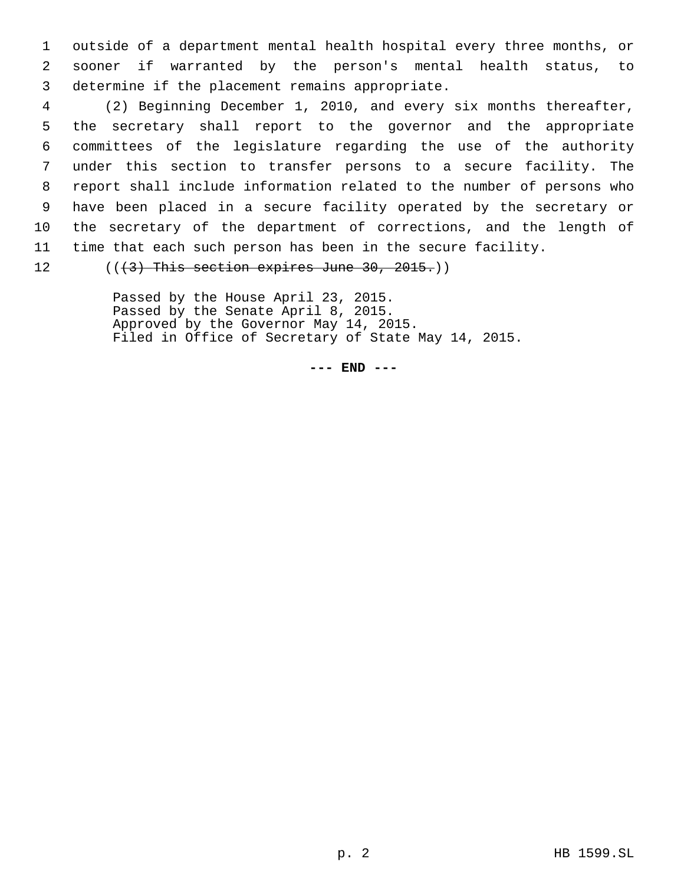outside of a department mental health hospital every three months, or sooner if warranted by the person's mental health status, to determine if the placement remains appropriate.

(2) Beginning December 1, 2010, and every six months thereafter, the secretary shall report to the governor and the appropriate committees of the legislature regarding the use of the authority under this section to transfer persons to a secure facility. The report shall include information related to the number of persons who have been placed in a secure facility operated by the secretary or the secretary of the department of corrections, and the length of time that each such person has been in the secure facility.

((~~(3) This section expires June 30, 2015.~~))

Passed by the House April 23, 2015.
Passed by the Senate April 8, 2015.
Approved by the Governor May 14, 2015.
Filed in Office of Secretary of State May 14, 2015.

**--- END ---**